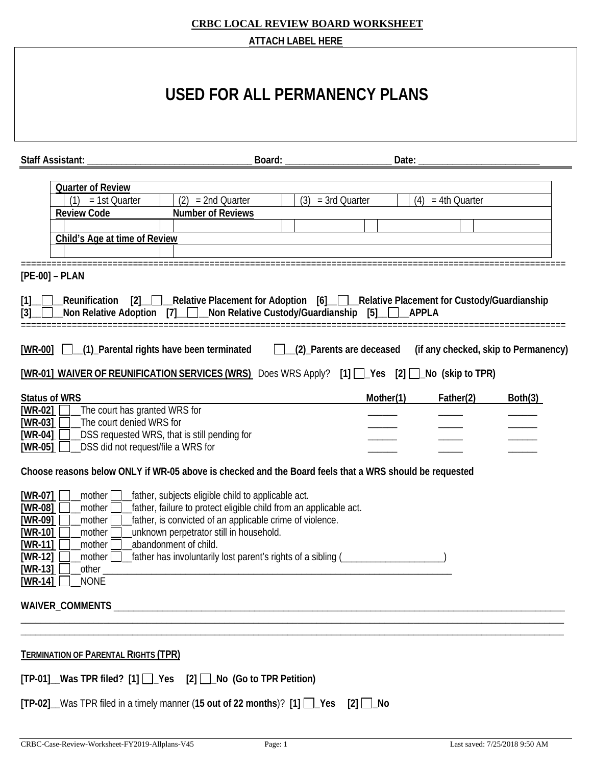**CRBC LOCAL REVIEW BOARD WORKSHEET**

**ATTACH LABEL HERE**

# USED FOR ALL PERMANENCY PLANS

**Staff Assistant:** ________________________________ **Board:** _____________________ **Date:** _________________________

| Quarter of Review | | | | | | | |
|---|---|---|---|---|---|---|---|
| | (1) = 1st Quarter | | (2) = 2nd Quarter | | (3) = 3rd Quarter | | (4) = 4th Quarter |
| **Review Code** | | **Number of Reviews** | | | | | |
| | | | | | | | |
| **Child's Age at time of Review** | | | | | | | |
| | | | | | | | |

---

**[PE-00] – PLAN**

**[1]__☐__Reunification [2]__☐__Relative Placement for Adoption [6]__☐__Relative Placement for Custody/Guardianship**
**[3]__☐__Non Relative Adoption [7]__☐__Non Relative Custody/Guardianship [5]__☐__APPLA**

---

**[WR-00]** ☐__**(1)_Parental rights have been terminated** ☐__**(2)_Parents are deceased (if any checked, skip to Permanency)**

**[WR-01] WAIVER OF REUNIFICATION SERVICES (WRS)** Does WRS Apply? **[1]** ☐_**Yes [2]** ☐_**No (skip to TPR)**

| Status of WRS | Mother(1) | Father(2) | Both(3) |
|---|---|---|---|
| **[WR-02]** ☐__The court has granted WRS for | ______ | _____ | ______ |
| **[WR-03]** ☐__The court denied WRS for | ______ | _____ | ______ |
| **[WR-04]** ☐__DSS requested WRS, that is still pending for | ______ | _____ | ______ |
| **[WR-05]** ☐__DSS did not request/file a WRS for | ______ | _____ | ______ |

**Choose reasons below ONLY if WR-05 above is checked and the Board feels that a WRS should be requested**

**[WR-07]** ☐__mother ☐__father, subjects eligible child to applicable act.
**[WR-08]** ☐__mother ☐__father, failure to protect eligible child from an applicable act.
**[WR-09]** ☐__mother ☐__father, is convicted of an applicable crime of violence.
**[WR-10]** ☐__mother ☐__unknown perpetrator still in household.
**[WR-11]** ☐__mother ☐__abandonment of child.
**[WR-12]** ☐__mother ☐__father has involuntarily lost parent's rights of a sibling (_____________________)
**[WR-13]** ☐__other ___________________________________________________________________________
**[WR-14]** ☐__NONE

**WAIVER_COMMENTS** ______________________________________________________________________________________
_____________________________________________________________________________________________________
_____________________________________________________________________________________________________

**TERMINATION OF PARENTAL RIGHTS (TPR)**

**[TP-01]__Was TPR filed? [1]** ☐_**Yes [2]** ☐_**No (Go to TPR Petition)**

**[TP-02]**__Was TPR filed in a timely manner (**15 out of 22 months**)? **[1]** ☐_**Yes [2]** ☐_**No**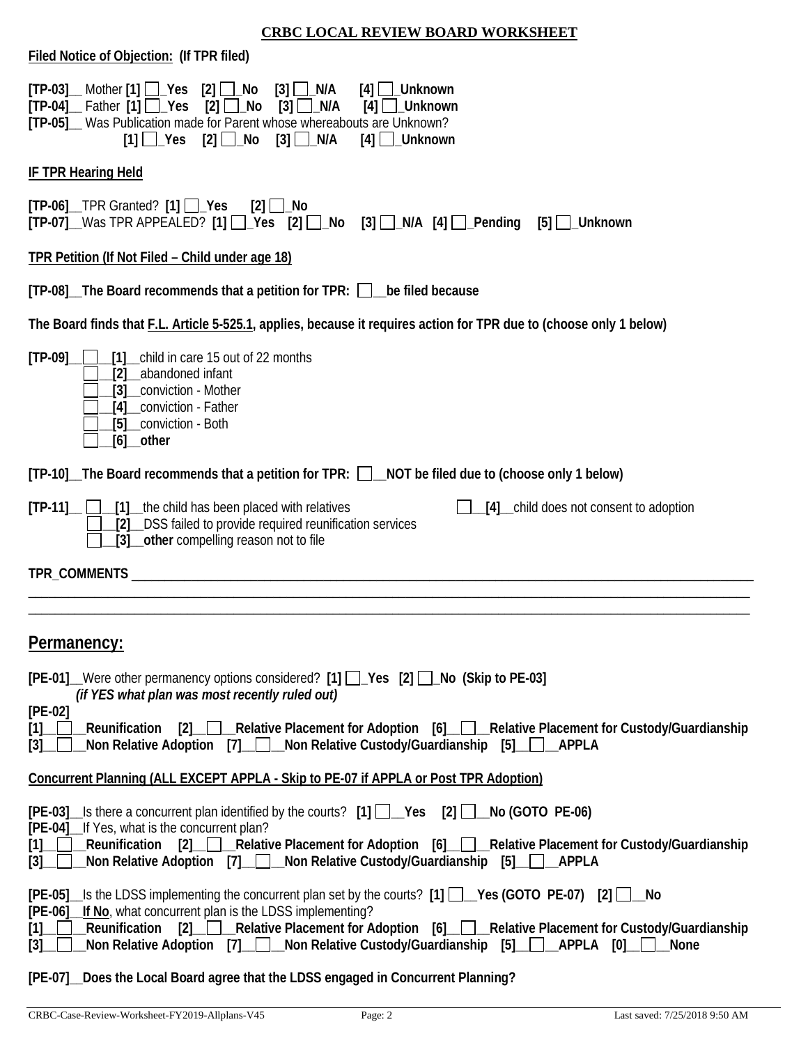**CRBC LOCAL REVIEW BOARD WORKSHEET**

**Filed Notice of Objection: (If TPR filed)**

**[TP-03]**__ Mother **[1]** ☐_**Yes** **[2]** ☐_**No** **[3]** ☐_**N/A** **[4]** ☐_**Unknown**
**[TP-04]**__ Father **[1]** ☐_**Yes** **[2]** ☐_**No** **[3]** ☐_**N/A** **[4]** ☐_**Unknown**
**[TP-05]**__ Was Publication made for Parent whose whereabouts are Unknown?
**[1]** ☐_**Yes** **[2]** ☐_**No** **[3]** ☐_**N/A** **[4]** ☐_**Unknown**

**IF TPR Hearing Held**

**[TP-06]**__TPR Granted? **[1]** ☐_**Yes** **[2]** ☐_**No**
**[TP-07]**__Was TPR APPEALED? **[1]** ☐_**Yes** **[2]** ☐_**No** **[3]** ☐_**N/A** **[4]** ☐_**Pending** **[5]** ☐_**Unknown**

**TPR Petition (If Not Filed – Child under age 18)**

**[TP-08]__The Board recommends that a petition for TPR: ☐__be filed because**

**The Board finds that F.L. Article 5-525.1, applies, because it requires action for TPR due to (choose only 1 below)**

**[TP-09]**__ ☐__**[1]**__child in care 15 out of 22 months
☐__**[2]**__abandoned infant
☐__**[3]**__conviction - Mother
☐__**[4]**__conviction - Father
☐__**[5]**__conviction - Both
☐__**[6]**__**other**

**[TP-10]__The Board recommends that a petition for TPR: ☐__NOT be filed due to (choose only 1 below)**

**[TP-11]**__ ☐__**[1]**__the child has been placed with relatives
☐__**[2]**__DSS failed to provide required reunification services
☐__**[3]**__**other** compelling reason not to file
☐__**[4]**__child does not consent to adoption

**TPR_COMMENTS** ______________________________________________________________________________
________________________________________________________________________________________________
________________________________________________________________________________________________

## Permanency:

**[PE-01]**__Were other permanency options considered? **[1]** ☐_**Yes** **[2]** ☐_**No (Skip to PE-03]**
***(if YES what plan was most recently ruled out)***

**[PE-02]**
**[1]**__☐__**Reunification** **[2]**__☐__**Relative Placement for Adoption** **[6]**__☐__**Relative Placement for Custody/Guardianship**
**[3]**__☐__**Non Relative Adoption** **[7]**__☐__**Non Relative Custody/Guardianship** **[5]**__☐__**APPLA**

**Concurrent Planning (ALL EXCEPT APPLA - Skip to PE-07 if APPLA or Post TPR Adoption)**

**[PE-03]**__Is there a concurrent plan identified by the courts? **[1]** ☐__**Yes** **[2]** ☐__**No (GOTO PE-06)**
**[PE-04]**__If Yes, what is the concurrent plan?
**[1]**__☐__**Reunification** **[2]**__☐__**Relative Placement for Adoption** **[6]**__☐__**Relative Placement for Custody/Guardianship**
**[3]**__☐__**Non Relative Adoption** **[7]**__☐__**Non Relative Custody/Guardianship** **[5]**__☐__**APPLA**

**[PE-05]**__Is the LDSS implementing the concurrent plan set by the courts? **[1]** ☐__**Yes (GOTO PE-07)** **[2]** ☐__**No**
**[PE-06]__If No**, what concurrent plan is the LDSS implementing?
**[1]**__☐__**Reunification** **[2]**__☐__**Relative Placement for Adoption** **[6]**__☐__**Relative Placement for Custody/Guardianship**
**[3]**__☐__**Non Relative Adoption** **[7]**__☐__**Non Relative Custody/Guardianship** **[5]**__☐__**APPLA** **[0]**__☐__**None**

**[PE-07]__Does the Local Board agree that the LDSS engaged in Concurrent Planning?**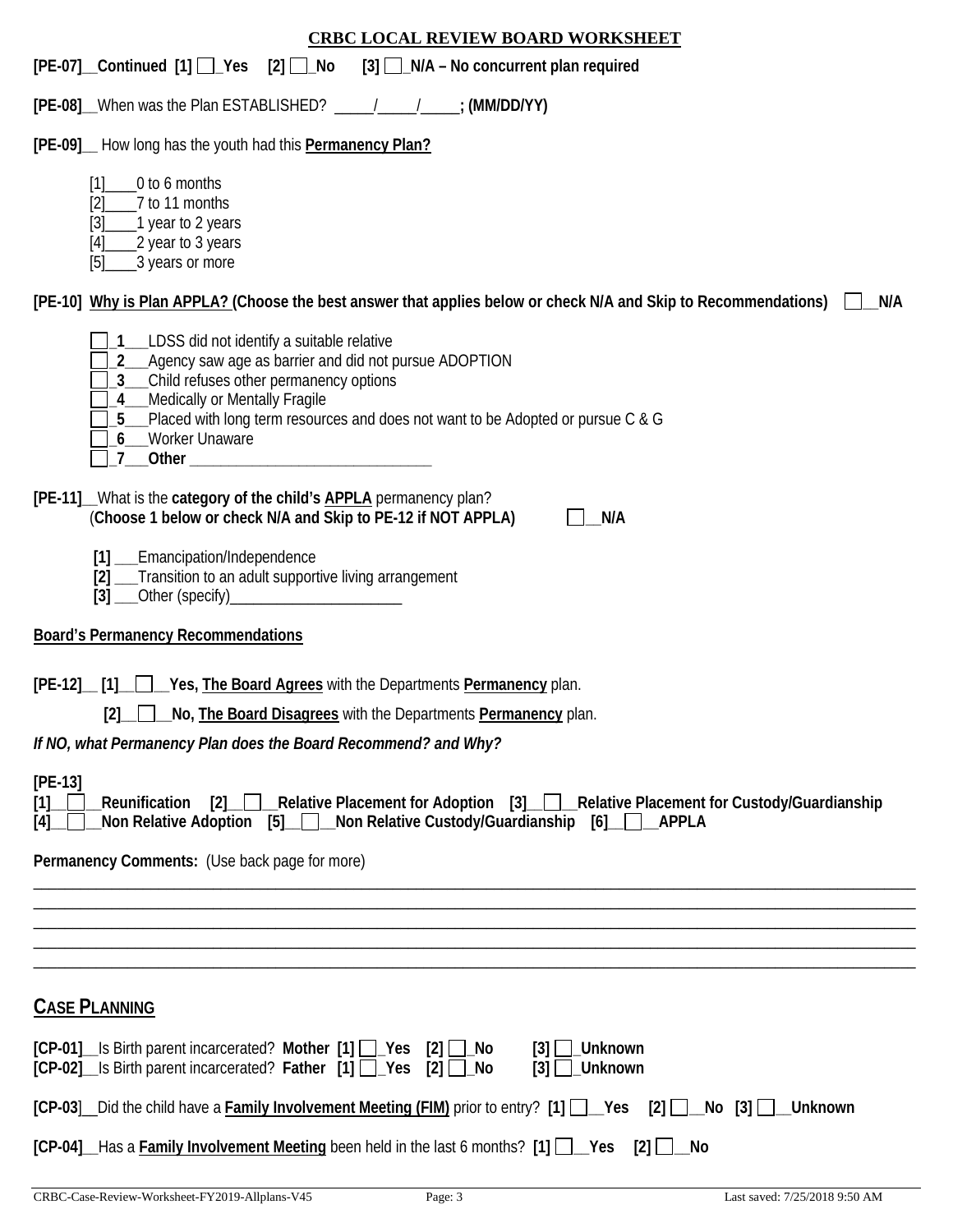## CRBC LOCAL REVIEW BOARD WORKSHEET

**[PE-07]__Continued [1] ☐_Yes [2] ☐_No [3] ☐_N/A – No concurrent plan required**

**[PE-08]**__When was the Plan ESTABLISHED? _____/_____/_____**; (MM/DD/YY)**

**[PE-09]**__ How long has the youth had this **Permanency Plan?**

- [1]____0 to 6 months
- [2]____7 to 11 months
- [3]____1 year to 2 years
- [4]____2 year to 3 years
- [5]____3 years or more

**[PE-10] Why is Plan APPLA? (Choose the best answer that applies below or check N/A and Skip to Recommendations)** ☐__**N/A**

- ☐_**1**___LDSS did not identify a suitable relative
- ☐_**2**___Agency saw age as barrier and did not pursue ADOPTION
- ☐_**3**___Child refuses other permanency options
- ☐_**4**___Medically or Mentally Fragile
- ☐_**5**___Placed with long term resources and does not want to be Adopted or pursue C & G
- ☐_**6**___Worker Unaware
- ☐_**7**___**Other** ______________________________

**[PE-11]**__What is the **category of the child's APPLA** permanency plan?
(**Choose 1 below or check N/A and Skip to PE-12 if NOT APPLA)** ☐__**N/A**

- **[1]** ___Emancipation/Independence
- **[2]** ___Transition to an adult supportive living arrangement
- **[3]** ___Other (specify)______________________

**Board's Permanency Recommendations**

**[PE-12]__ [1]__☐__Yes, The Board Agrees** with the Departments **Permanency** plan.

**[2]__☐__No, The Board Disagrees** with the Departments **Permanency** plan.

***If NO, what Permanency Plan does the Board Recommend? and Why?***

**[PE-13]**
**[1]__☐__Reunification [2]__☐__Relative Placement for Adoption [3]__☐__Relative Placement for Custody/Guardianship**
**[4]__☐__Non Relative Adoption [5]__☐__Non Relative Custody/Guardianship [6]__☐__APPLA**

**Permanency Comments:** (Use back page for more)

________________________________________________________________________________
________________________________________________________________________________
________________________________________________________________________________
________________________________________________________________________________
________________________________________________________________________________

## CASE PLANNING

**[CP-01]**__Is Birth parent incarcerated? **Mother [1] ☐_Yes [2] ☐_No [3] ☐_Unknown**
**[CP-02]**__Is Birth parent incarcerated? **Father [1] ☐_Yes [2] ☐_No [3] ☐_Unknown**

**[CP-03]**__Did the child have a **Family Involvement Meeting (FIM)** prior to entry? **[1] ☐__Yes [2] ☐__No [3] ☐__Unknown**

**[CP-04]**__Has a **Family Involvement Meeting** been held in the last 6 months? **[1] ☐__Yes [2] ☐__No**

CRBC-Case-Review-Worksheet-FY2019-Allplans-V45 Last saved: 7/25/2018 9:50 AM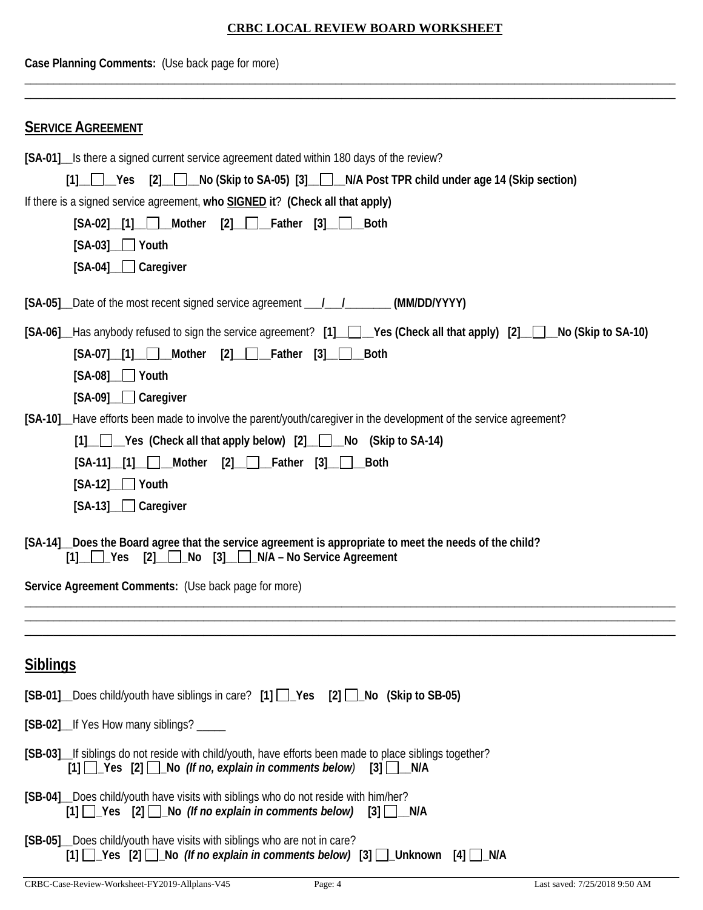**CRBC LOCAL REVIEW BOARD WORKSHEET**

**Case Planning Comments:** (Use back page for more)

___________________________________________________________________________

___________________________________________________________________________

## SERVICE AGREEMENT

**[SA-01]**__Is there a signed current service agreement dated within 180 days of the review?

**[1]__☐__Yes [2]__☐__No (Skip to SA-05) [3]__☐__N/A Post TPR child under age 14 (Skip section)**

If there is a signed service agreement, **who SIGNED it**? **(Check all that apply)**

**[SA-02]__[1]__☐__Mother [2]__☐__Father [3]__☐__Both**

**[SA-03]__☐ Youth**

**[SA-04]__☐ Caregiver**

**[SA-05]**__Date of the most recent signed service agreement ___/___/________ **(MM/DD/YYYY)**

**[SA-06]**__Has anybody refused to sign the service agreement? **[1]__☐__Yes (Check all that apply) [2]__☐__No (Skip to SA-10)**

**[SA-07]__[1]__☐__Mother [2]__☐__Father [3]__☐__Both**

**[SA-08]__☐ Youth**

**[SA-09]__☐ Caregiver**

**[SA-10]**__Have efforts been made to involve the parent/youth/caregiver in the development of the service agreement?

**[1]__☐__Yes (Check all that apply below) [2]__☐__No (Skip to SA-14)**

**[SA-11]__[1]__☐__Mother [2]__☐__Father [3]__☐__Both**

**[SA-12]__☐ Youth**

**[SA-13]__☐ Caregiver**

**[SA-14]__Does the Board agree that the service agreement is appropriate to meet the needs of the child?**
**[1]__☐_Yes [2]__☐_No [3]__☐_N/A – No Service Agreement**

**Service Agreement Comments:** (Use back page for more)

___________________________________________________________________________

___________________________________________________________________________

___________________________________________________________________________

## Siblings

**[SB-01]**__Does child/youth have siblings in care? **[1] ☐_Yes [2] ☐_No (Skip to SB-05)**

**[SB-02]**__If Yes How many siblings? _____

**[SB-03]**__If siblings do not reside with child/youth, have efforts been made to place siblings together?
**[1] ☐_Yes [2] ☐_No *(If no, explain in comments below)* [3] ☐__N/A**

**[SB-04]**__Does child/youth have visits with siblings who do not reside with him/her?
**[1] ☐_Yes [2] ☐_No *(If no explain in comments below)* [3] ☐__N/A**

**[SB-05]**__Does child/youth have visits with siblings who are not in care?
**[1] ☐_Yes [2] ☐_No *(If no explain in comments below)* [3] ☐_Unknown [4] ☐_N/A**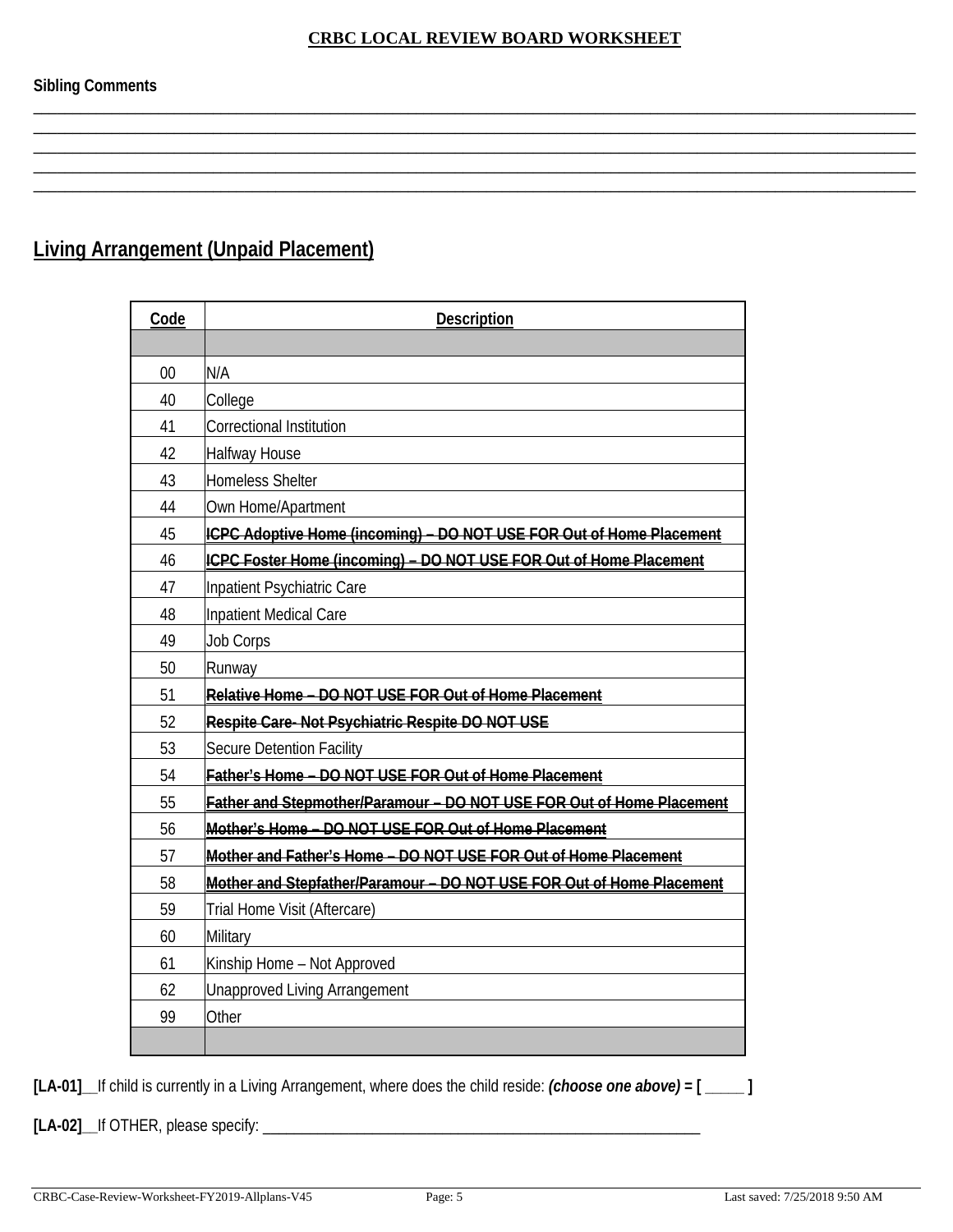**CRBC LOCAL REVIEW BOARD WORKSHEET**

**Sibling Comments**

___________________________________________________________________________________________________
___________________________________________________________________________________________________
___________________________________________________________________________________________________
___________________________________________________________________________________________________
___________________________________________________________________________________________________

## Living Arrangement (Unpaid Placement)

| Code | Description |
|---|---|
| | |
| 00 | N/A |
| 40 | College |
| 41 | Correctional Institution |
| 42 | Halfway House |
| 43 | Homeless Shelter |
| 44 | Own Home/Apartment |
| 45 | ~~**ICPC Adoptive Home (incoming) – DO NOT USE FOR Out of Home Placement**~~ |
| 46 | ~~**ICPC Foster Home (incoming) – DO NOT USE FOR Out of Home Placement**~~ |
| 47 | Inpatient Psychiatric Care |
| 48 | Inpatient Medical Care |
| 49 | Job Corps |
| 50 | Runway |
| 51 | ~~**Relative Home – DO NOT USE FOR Out of Home Placement**~~ |
| 52 | ~~**Respite Care- Not Psychiatric Respite DO NOT USE**~~ |
| 53 | Secure Detention Facility |
| 54 | ~~**Father's Home – DO NOT USE FOR Out of Home Placement**~~ |
| 55 | ~~**Father and Stepmother/Paramour – DO NOT USE FOR Out of Home Placement**~~ |
| 56 | ~~**Mother's Home – DO NOT USE FOR Out of Home Placement**~~ |
| 57 | ~~**Mother and Father's Home – DO NOT USE FOR Out of Home Placement**~~ |
| 58 | ~~**Mother and Stepfather/Paramour – DO NOT USE FOR Out of Home Placement**~~ |
| 59 | Trial Home Visit (Aftercare) |
| 60 | Military |
| 61 | Kinship Home – Not Approved |
| 62 | Unapproved Living Arrangement |
| 99 | Other |
| | |

**[LA-01]**__If child is currently in a Living Arrangement, where does the child reside: ***(choose one above)* = [ _____ ]**

**[LA-02]**__If OTHER, please specify: ___________________________________________________________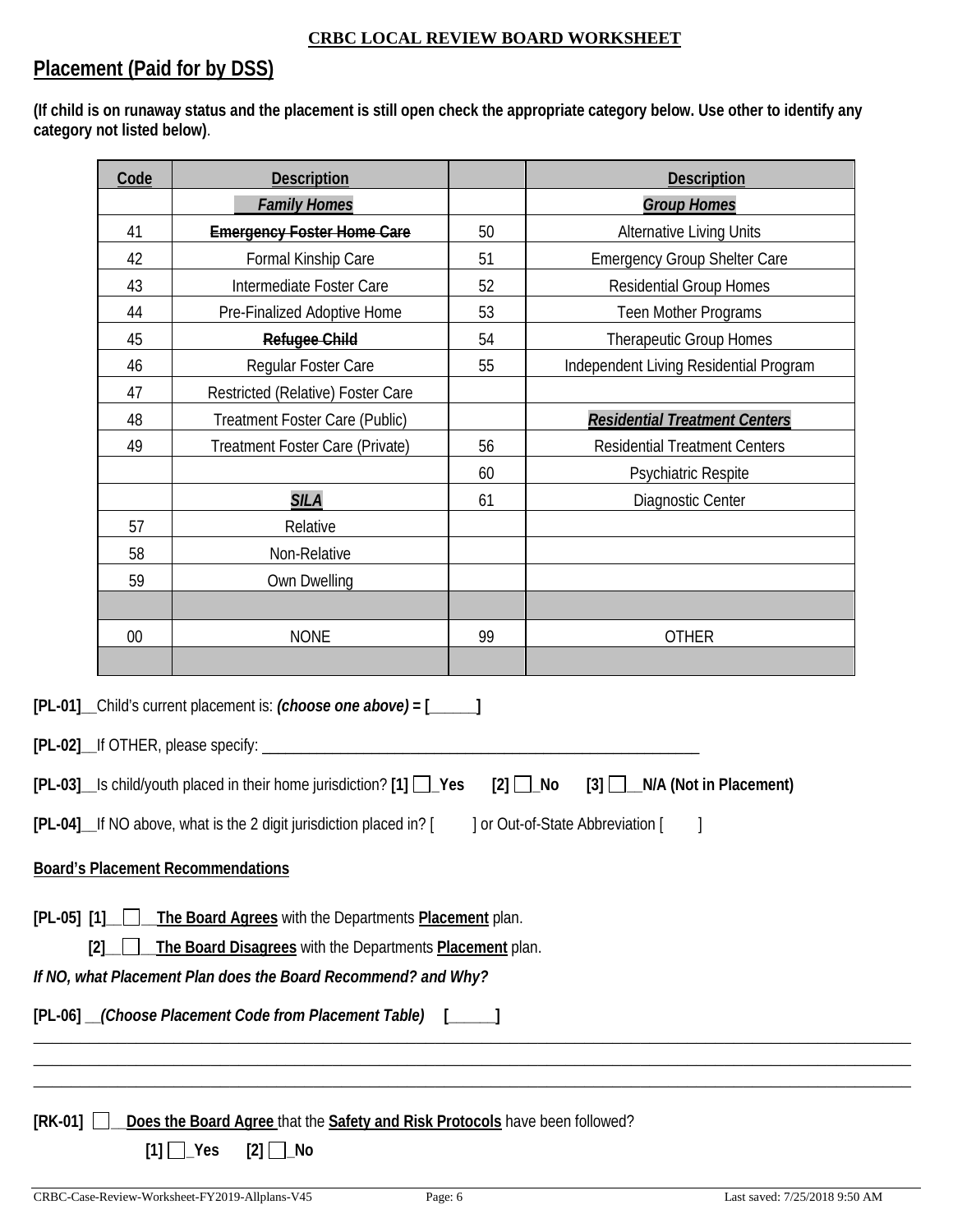**CRBC LOCAL REVIEW BOARD WORKSHEET**

## Placement (Paid for by DSS)

**(If child is on runaway status and the placement is still open check the appropriate category below. Use other to identify any category not listed below)**.

| Code | Description | | Description |
|---|---|---|---|
| | ***Family Homes*** | | ***Group Homes*** |
| 41 | ~~**Emergency Foster Home Care**~~ | 50 | Alternative Living Units |
| 42 | Formal Kinship Care | 51 | Emergency Group Shelter Care |
| 43 | Intermediate Foster Care | 52 | Residential Group Homes |
| 44 | Pre-Finalized Adoptive Home | 53 | Teen Mother Programs |
| 45 | ~~**Refugee Child**~~ | 54 | Therapeutic Group Homes |
| 46 | Regular Foster Care | 55 | Independent Living Residential Program |
| 47 | Restricted (Relative) Foster Care | | |
| 48 | Treatment Foster Care (Public) | | ***Residential Treatment Centers*** |
| 49 | Treatment Foster Care (Private) | 56 | Residential Treatment Centers |
| | | 60 | Psychiatric Respite |
| | ***SILA*** | 61 | Diagnostic Center |
| 57 | Relative | | |
| 58 | Non-Relative | | |
| 59 | Own Dwelling | | |
| | | | |
| 00 | NONE | 99 | OTHER |
| | | | |

**[PL-01]**__Child's current placement is: ***(choose one above) = [______]***

**[PL-02]**__If OTHER, please specify: ____________________________________________________________

**[PL-03]**__Is child/youth placed in their home jurisdiction? **[1] ☐_Yes [2] ☐_No [3] ☐__N/A (Not in Placement)**

**[PL-04]**__If NO above, what is the 2 digit jurisdiction placed in? [ ] or Out-of-State Abbreviation [ ]

**Board's Placement Recommendations**

**[PL-05] [1]__☐__The Board Agrees** with the Departments **Placement** plan.

**[2]__☐__The Board Disagrees** with the Departments **Placement** plan.

***If NO, what Placement Plan does the Board Recommend? and Why?***

**[PL-06] __*(Choose Placement Code from Placement Table)* [______]**

________________________________________________________________________________

________________________________________________________________________________

________________________________________________________________________________

**[RK-01] ☐__Does the Board Agree** that the **Safety and Risk Protocols** have been followed?

**[1] ☐_Yes [2] ☐_No**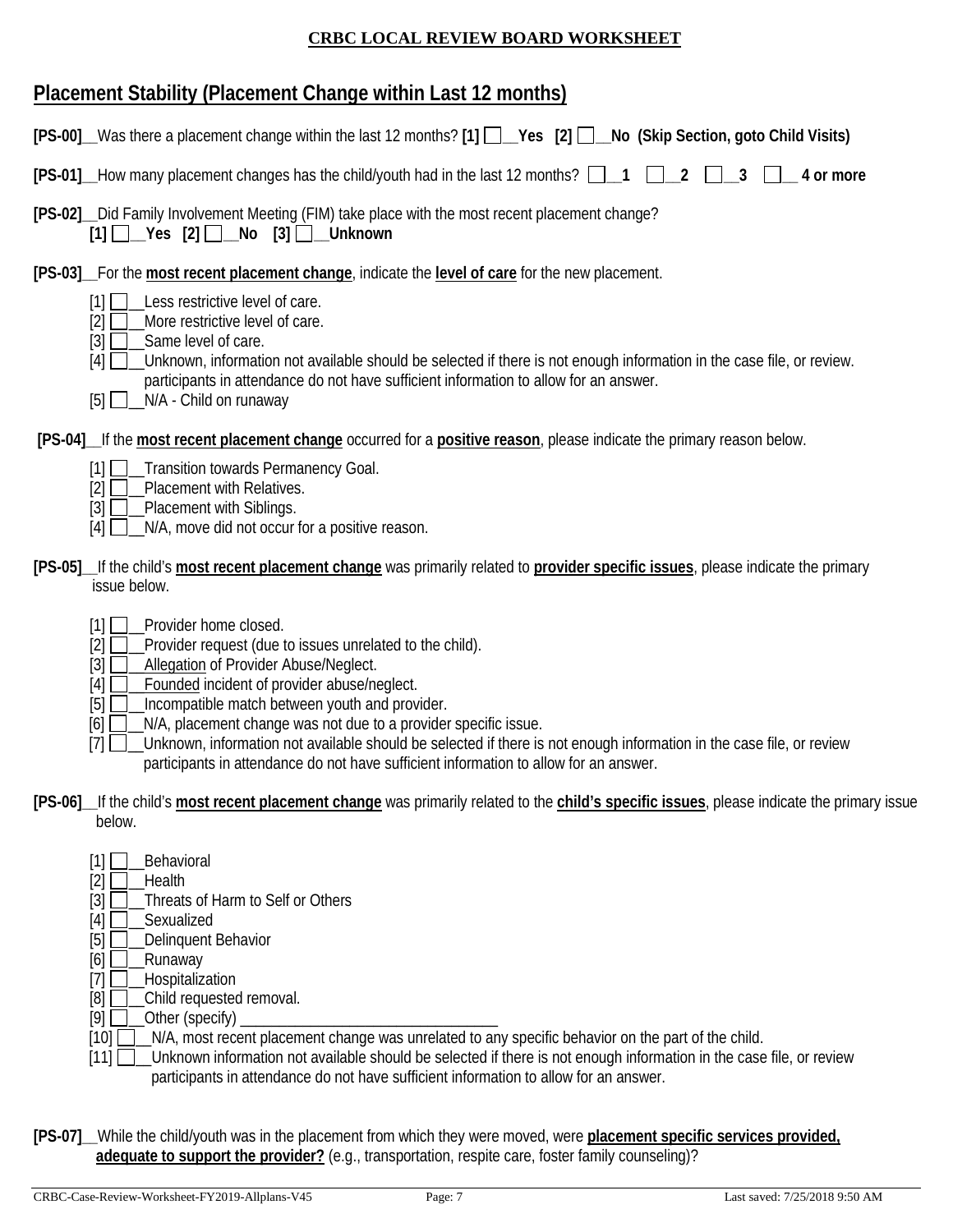**CRBC LOCAL REVIEW BOARD WORKSHEET**

## Placement Stability (Placement Change within Last 12 months)

**[PS-00]**__Was there a placement change within the last 12 months? **[1] ☐__Yes [2] ☐__No (Skip Section, goto Child Visits)**

**[PS-01]**__How many placement changes has the child/youth had in the last 12 months? ☐__**1** ☐__**2** ☐__**3** ☐__ **4 or more**

**[PS-02]**__Did Family Involvement Meeting (FIM) take place with the most recent placement change?
**[1] ☐__Yes [2] ☐__No [3] ☐__Unknown**

**[PS-03]**__For the **most recent placement change**, indicate the **level of care** for the new placement.

[1] ☐__Less restrictive level of care.
[2] ☐__More restrictive level of care.
[3] ☐__Same level of care.
[4] ☐__Unknown, information not available should be selected if there is not enough information in the case file, or review. participants in attendance do not have sufficient information to allow for an answer.
[5] ☐__N/A - Child on runaway

**[PS-04]**__If the **most recent placement change** occurred for a **positive reason**, please indicate the primary reason below.

[1] ☐__Transition towards Permanency Goal.
[2] ☐__Placement with Relatives.
[3] ☐__Placement with Siblings.
[4] ☐__N/A, move did not occur for a positive reason.

**[PS-05]**__If the child's **most recent placement change** was primarily related to **provider specific issues**, please indicate the primary issue below.

[1] ☐__Provider home closed.
[2] ☐__Provider request (due to issues unrelated to the child).
[3] ☐__Allegation of Provider Abuse/Neglect.
[4] ☐__Founded incident of provider abuse/neglect.
[5] ☐__Incompatible match between youth and provider.
[6] ☐__N/A, placement change was not due to a provider specific issue.
[7] ☐__Unknown, information not available should be selected if there is not enough information in the case file, or review participants in attendance do not have sufficient information to allow for an answer.

**[PS-06]**__If the child's **most recent placement change** was primarily related to the **child's specific issues**, please indicate the primary issue below.

[1] ☐__Behavioral
[2] ☐__Health
[3] ☐__Threats of Harm to Self or Others
[4] ☐__Sexualized
[5] ☐__Delinquent Behavior
[6] ☐__Runaway
[7] ☐__Hospitalization
[8] ☐__Child requested removal.
[9] ☐__Other (specify) ________________________________
[10] ☐__N/A, most recent placement change was unrelated to any specific behavior on the part of the child.
[11] ☐__Unknown information not available should be selected if there is not enough information in the case file, or review participants in attendance do not have sufficient information to allow for an answer.

**[PS-07]**__While the child/youth was in the placement from which they were moved, were **placement specific services provided, adequate to support the provider?** (e.g., transportation, respite care, foster family counseling)?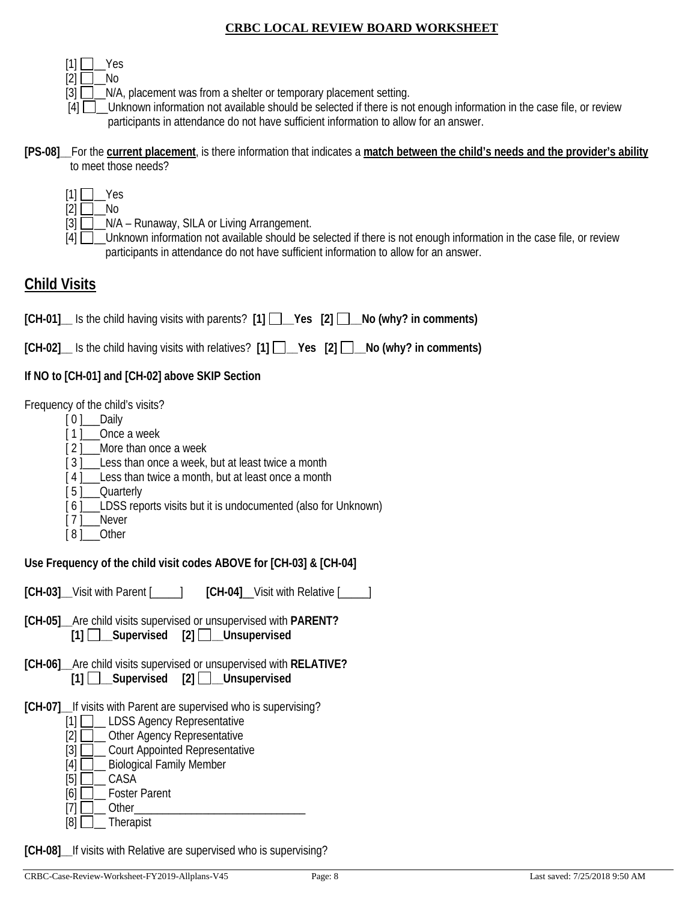[1] ☐__Yes
[2] ☐__No
[3] ☐__N/A, placement was from a shelter or temporary placement setting.
[4] ☐__Unknown information not available should be selected if there is not enough information in the case file, or review participants in attendance do not have sufficient information to allow for an answer.

**[PS-08]**__For the **current placement**, is there information that indicates a **match between the child's needs and the provider's ability** to meet those needs?

[1] ☐__Yes
[2] ☐__No
[3] ☐__N/A – Runaway, SILA or Living Arrangement.
[4] ☐__Unknown information not available should be selected if there is not enough information in the case file, or review participants in attendance do not have sufficient information to allow for an answer.

## Child Visits

**[CH-01]**__ Is the child having visits with parents? **[1] ☐__Yes [2] ☐__No (why? in comments)**

**[CH-02]**__ Is the child having visits with relatives? **[1] ☐__Yes [2] ☐__No (why? in comments)**

**If NO to [CH-01] and [CH-02] above SKIP Section**

Frequency of the child's visits?

[ 0 ]___Daily
[ 1 ]___Once a week
[ 2 ]___More than once a week
[ 3 ]___Less than once a week, but at least twice a month
[ 4 ]___Less than twice a month, but at least once a month
[ 5 ]___Quarterly
[ 6 ]___LDSS reports visits but it is undocumented (also for Unknown)
[ 7 ]___Never
[ 8 ]___Other

**Use Frequency of the child visit codes ABOVE for [CH-03] & [CH-04]**

**[CH-03]**__Visit with Parent [_____]  **[CH-04]**__Visit with Relative [_____]

**[CH-05]**__Are child visits supervised or unsupervised with **PARENT?**
**[1] ☐__Supervised [2] ☐__Unsupervised**

**[CH-06]**__Are child visits supervised or unsupervised with **RELATIVE?**
**[1] ☐__Supervised [2] ☐__Unsupervised**

**[CH-07]**__If visits with Parent are supervised who is supervising?

[1] ☐__ LDSS Agency Representative
[2] ☐__ Other Agency Representative
[3] ☐__ Court Appointed Representative
[4] ☐__ Biological Family Member
[5] ☐__ CASA
[6] ☐__ Foster Parent
[7] ☐__ Other______________________________
[8] ☐__ Therapist

**[CH-08]**__If visits with Relative are supervised who is supervising?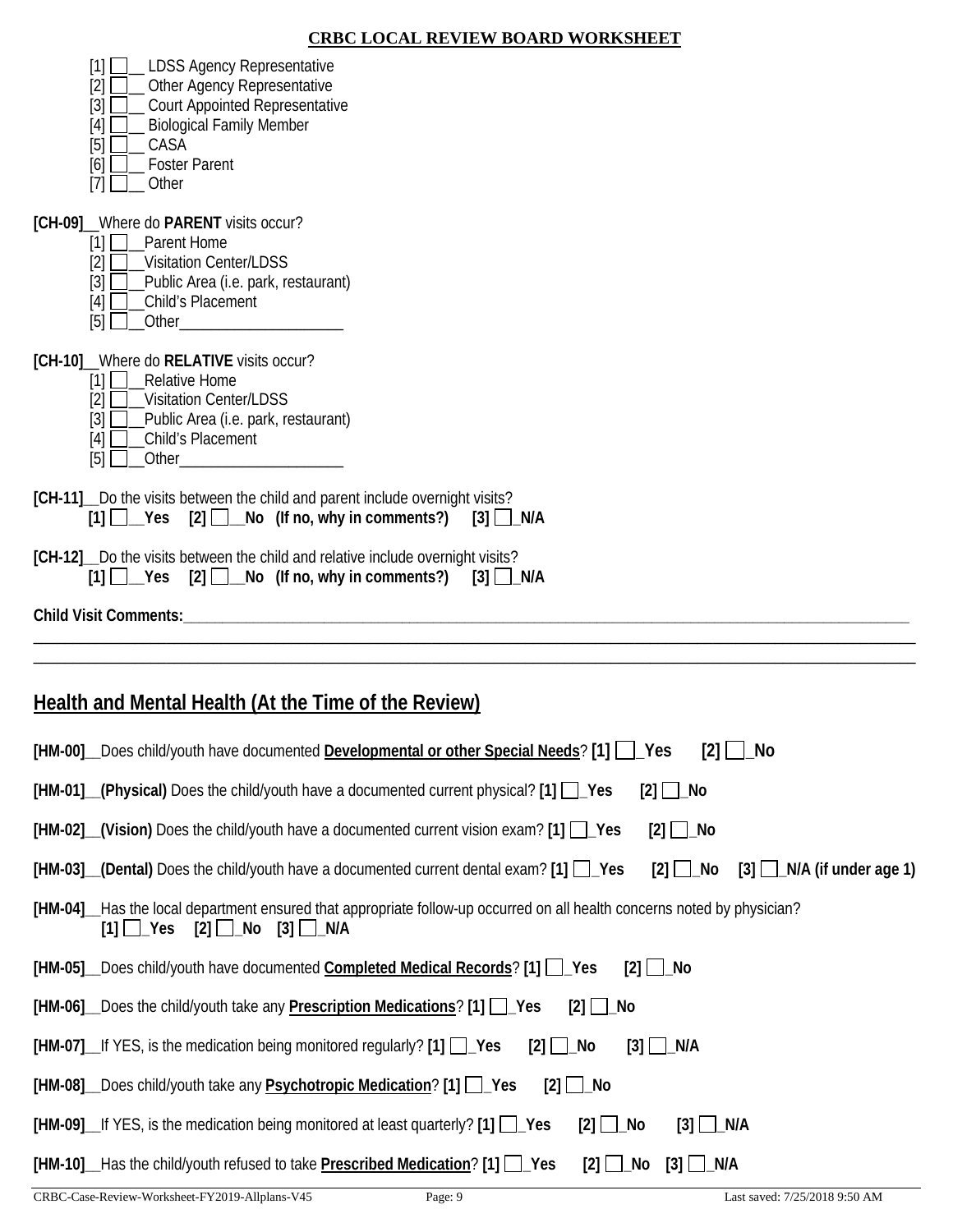[1] ☐__ LDSS Agency Representative
[2] ☐__ Other Agency Representative
[3] ☐__ Court Appointed Representative
[4] ☐__ Biological Family Member
[5] ☐__ CASA
[6] ☐__ Foster Parent
[7] ☐__ Other

**[CH-09]**__Where do **PARENT** visits occur?
[1] ☐__Parent Home
[2] ☐__Visitation Center/LDSS
[3] ☐__Public Area (i.e. park, restaurant)
[4] ☐__Child's Placement
[5] ☐__Other____________________

**[CH-10]**__Where do **RELATIVE** visits occur?
[1] ☐__Relative Home
[2] ☐__Visitation Center/LDSS
[3] ☐__Public Area (i.e. park, restaurant)
[4] ☐__Child's Placement
[5] ☐__Other____________________

**[CH-11]**__Do the visits between the child and parent include overnight visits?
**[1] ☐__Yes [2] ☐__No (If no, why in comments?) [3] ☐_N/A**

**[CH-12]**__Do the visits between the child and relative include overnight visits?
**[1] ☐__Yes [2] ☐__No (If no, why in comments?) [3] ☐_N/A**

**Child Visit Comments:**______________________________________________________________________________________________
____________________________________________________________________________________________________________
____________________________________________________________________________________________________________

## Health and Mental Health (At the Time of the Review)

**[HM-00]**__Does child/youth have documented **Developmental or other Special Needs**? **[1] ☐_Yes [2] ☐_No**

**[HM-01]__(Physical)** Does the child/youth have a documented current physical? **[1] ☐_Yes [2] ☐_No**

**[HM-02]__(Vision)** Does the child/youth have a documented current vision exam? **[1] ☐_Yes [2] ☐_No**

**[HM-03]__(Dental)** Does the child/youth have a documented current dental exam? **[1] ☐_Yes [2] ☐_No [3] ☐_N/A (if under age 1)**

**[HM-04]**__Has the local department ensured that appropriate follow-up occurred on all health concerns noted by physician?
**[1] ☐_Yes [2] ☐_No [3] ☐_N/A**

**[HM-05]**__Does child/youth have documented **Completed Medical Records**? **[1] ☐_Yes [2] ☐_No**

**[HM-06]**__Does the child/youth take any **Prescription Medications**? **[1] ☐_Yes [2] ☐_No**

**[HM-07]**__If YES, is the medication being monitored regularly? **[1] ☐_Yes [2] ☐_No [3] ☐_N/A**

**[HM-08]**__Does child/youth take any **Psychotropic Medication**? **[1] ☐_Yes [2] ☐_No**

**[HM-09]**__If YES, is the medication being monitored at least quarterly? **[1] ☐_Yes [2] ☐_No [3] ☐_N/A**

**[HM-10]**__Has the child/youth refused to take **Prescribed Medication**? **[1] ☐_Yes [2] ☐_No [3] ☐_N/A**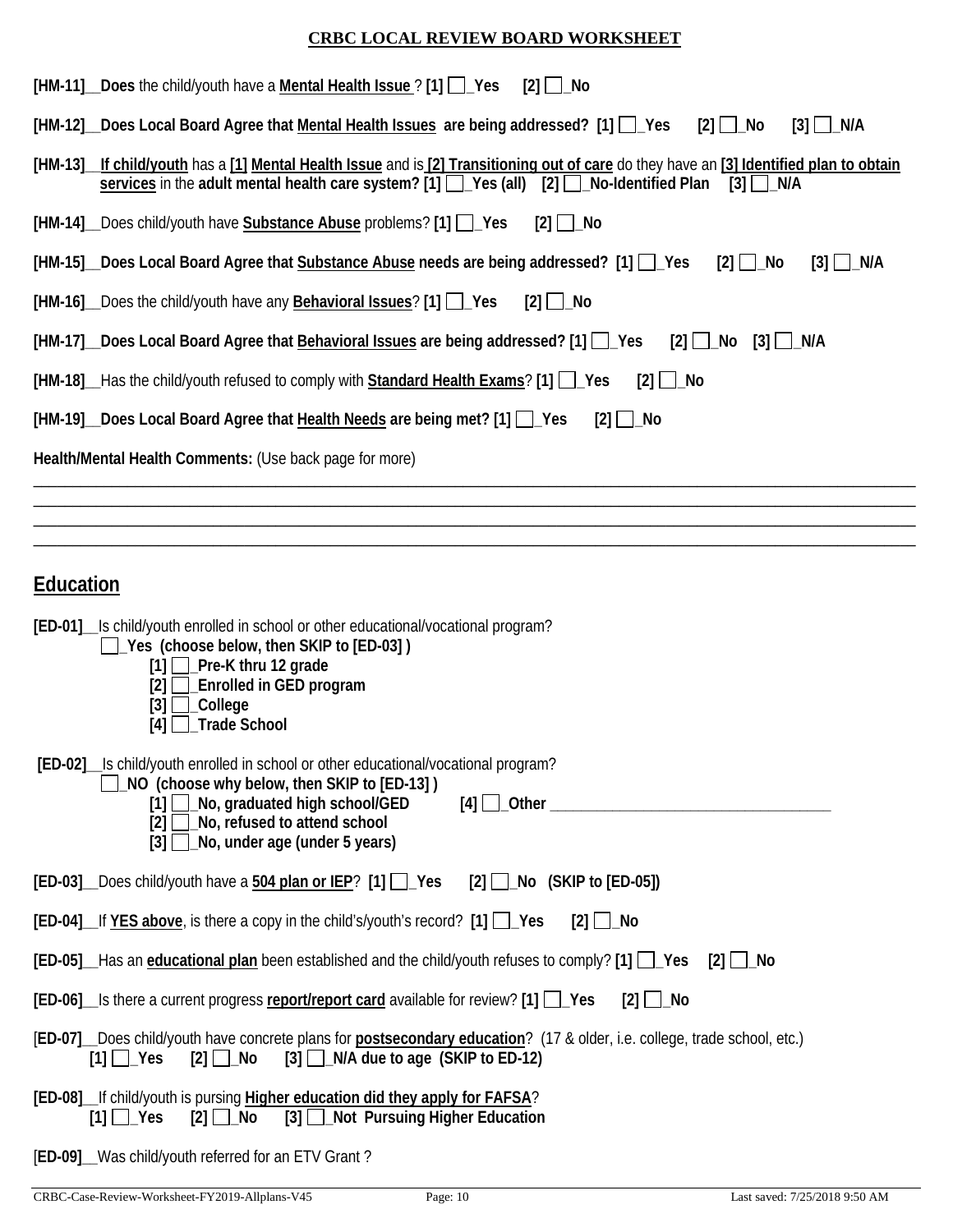**CRBC LOCAL REVIEW BOARD WORKSHEET**

**[HM-11]__Does** the child/youth have a **Mental Health Issue** ? **[1] ☐_Yes [2] ☐_No**

**[HM-12]__Does Local Board Agree that Mental Health Issues are being addressed? [1] ☐_Yes [2] ☐_No [3] ☐_N/A**

**[HM-13]__If child/youth** has a **[1] Mental Health Issue** and is **[2] Transitioning out of care** do they have an **[3] Identified plan to obtain services** in the **adult mental health care system? [1] ☐_Yes (all) [2] ☐_No-Identified Plan [3] ☐_N/A**

**[HM-14]__**Does child/youth have **Substance Abuse** problems? **[1] ☐_Yes [2] ☐_No**

**[HM-15]__Does Local Board Agree that Substance Abuse needs are being addressed? [1] ☐_Yes [2] ☐_No [3] ☐_N/A**

**[HM-16]__**Does the child/youth have any **Behavioral Issues**? **[1] ☐_Yes [2] ☐_No**

**[HM-17]__Does Local Board Agree that Behavioral Issues are being addressed? [1] ☐_Yes [2] ☐_No [3] ☐_N/A**

**[HM-18]__**Has the child/youth refused to comply with **Standard Health Exams**? **[1] ☐_Yes [2] ☐_No**

**[HM-19]__Does Local Board Agree that Health Needs are being met? [1] ☐_Yes [2] ☐_No**

**Health/Mental Health Comments:** (Use back page for more)

________________________________________________________________________________
________________________________________________________________________________
________________________________________________________________________________
________________________________________________________________________________

## Education

**[ED-01]__**Is child/youth enrolled in school or other educational/vocational program?
- **☐_Yes (choose below, then SKIP to [ED-03] )**
  - **[1] ☐_Pre-K thru 12 grade**
  - **[2] ☐_Enrolled in GED program**
  - **[3] ☐_College**
  - **[4] ☐_Trade School**

**[ED-02]__**Is child/youth enrolled in school or other educational/vocational program?
- **☐_NO (choose why below, then SKIP to [ED-13] )**
  - **[1] ☐_No, graduated high school/GED**
  - **[2] ☐_No, refused to attend school**
  - **[3] ☐_No, under age (under 5 years)**
  - **[4] ☐_Other** ____________________________________

**[ED-03]__**Does child/youth have a **504 plan or IEP**? **[1] ☐_Yes [2] ☐_No (SKIP to [ED-05])**

**[ED-04]__**If **YES above**, is there a copy in the child's/youth's record? **[1] ☐_Yes [2] ☐_No**

**[ED-05]__**Has an **educational plan** been established and the child/youth refuses to comply? **[1] ☐_Yes [2] ☐_No**

**[ED-06]__**Is there a current progress **report/report card** available for review? **[1] ☐_Yes [2] ☐_No**

[**ED-07]__**Does child/youth have concrete plans for **postsecondary education**? (17 & older, i.e. college, trade school, etc.)
**[1] ☐_Yes [2] ☐_No [3] ☐_N/A due to age (SKIP to ED-12)**

**[ED-08]__**If child/youth is pursing **Higher education did they apply for FAFSA**?
**[1] ☐_Yes [2] ☐_No [3] ☐_Not Pursuing Higher Education**

[**ED-09]__**Was child/youth referred for an ETV Grant ?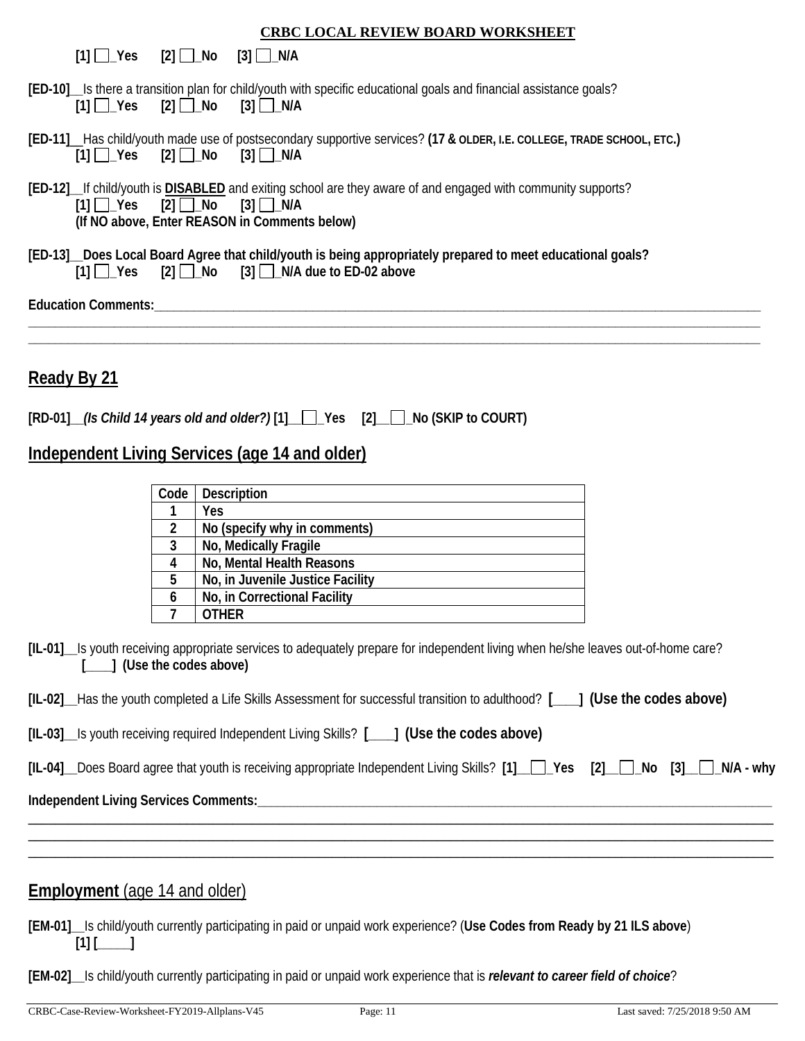**CRBC LOCAL REVIEW BOARD WORKSHEET**

**[1] ☐_Yes [2] ☐_No [3] ☐_N/A**

**[ED-10]**__Is there a transition plan for child/youth with specific educational goals and financial assistance goals?
**[1] ☐_Yes [2] ☐_No [3] ☐_N/A**

**[ED-11]**__Has child/youth made use of postsecondary supportive services? **(17 & OLDER, I.E. COLLEGE, TRADE SCHOOL, ETC.)**
**[1] ☐_Yes [2] ☐_No [3] ☐_N/A**

**[ED-12]**__If child/youth is **DISABLED** and exiting school are they aware of and engaged with community supports?
**[1] ☐_Yes [2] ☐_No [3] ☐_N/A**
**(If NO above, Enter REASON in Comments below)**

**[ED-13]__Does Local Board Agree that child/youth is being appropriately prepared to meet educational goals?**
**[1] ☐_Yes [2] ☐_No [3] ☐_N/A due to ED-02 above**

**Education Comments:**______________________________________________________________________________
______________________________________________________________________________________________
______________________________________________________________________________________________

## Ready By 21

**[RD-01]__*(Is Child 14 years old and older?)* [1]__☐_Yes [2]__☐_No (SKIP to COURT)**

## Independent Living Services (age 14 and older)

| Code | Description |
|---|---|
| 1 | Yes |
| 2 | No (specify why in comments) |
| 3 | No, Medically Fragile |
| 4 | No, Mental Health Reasons |
| 5 | No, in Juvenile Justice Facility |
| 6 | No, in Correctional Facility |
| 7 | OTHER |

**[IL-01]**__Is youth receiving appropriate services to adequately prepare for independent living when he/she leaves out-of-home care?
**[____] (Use the codes above)**

**[IL-02]**__Has the youth completed a Life Skills Assessment for successful transition to adulthood? **[____] (Use the codes above)**

**[IL-03]**__Is youth receiving required Independent Living Skills? **[____] (Use the codes above)**

**[IL-04]**__Does Board agree that youth is receiving appropriate Independent Living Skills? **[1]__☐_Yes [2]__☐_No [3]__☐_N/A - why**

**Independent Living Services Comments:**___________________________________________________________________
______________________________________________________________________________________________
______________________________________________________________________________________________
______________________________________________________________________________________________

## Employment (age 14 and older)

**[EM-01]**__Is child/youth currently participating in paid or unpaid work experience? (**Use Codes from Ready by 21 ILS above**)
**[1] [_____]**

**[EM-02]**__Is child/youth currently participating in paid or unpaid work experience that is ***relevant to career field of choice***?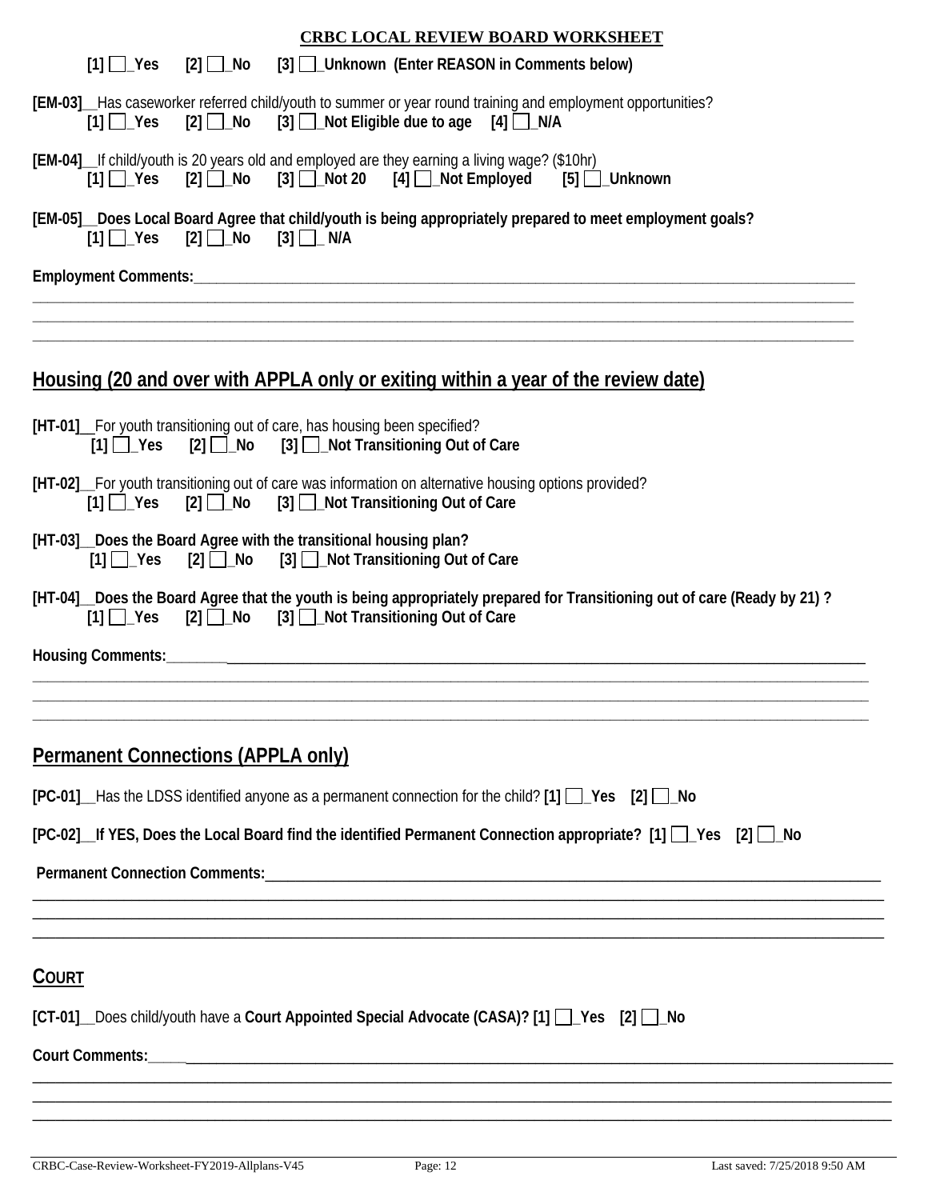**CRBC LOCAL REVIEW BOARD WORKSHEET**

[1] ☐_Yes [2] ☐_No [3] ☐_Unknown (Enter REASON in Comments below)

**[EM-03]**__Has caseworker referred child/youth to summer or year round training and employment opportunities?
[1] ☐_Yes [2] ☐_No [3] ☐_Not Eligible due to age [4] ☐_N/A

**[EM-04]**__If child/youth is 20 years old and employed are they earning a living wage? ($10hr)
[1] ☐_Yes [2] ☐_No [3] ☐_Not 20 [4] ☐_Not Employed [5] ☐_Unknown

**[EM-05]__Does Local Board Agree that child/youth is being appropriately prepared to meet employment goals?**
[1] ☐_Yes [2] ☐_No [3] ☐_ N/A

**Employment Comments:**_______________________________________________

_______________________________________________

_______________________________________________

_______________________________________________

## Housing (20 and over with APPLA only or exiting within a year of the review date)

**[HT-01]**__For youth transitioning out of care, has housing been specified?
[1] ☐_Yes [2] ☐_No [3] ☐_Not Transitioning Out of Care

**[HT-02]**__For youth transitioning out of care was information on alternative housing options provided?
[1] ☐_Yes [2] ☐_No [3] ☐_Not Transitioning Out of Care

**[HT-03]__Does the Board Agree with the transitional housing plan?**
[1] ☐_Yes [2] ☐_No [3] ☐_Not Transitioning Out of Care

**[HT-04]__Does the Board Agree that the youth is being appropriately prepared for Transitioning out of care (Ready by 21) ?**
[1] ☐_Yes [2] ☐_No [3] ☐_Not Transitioning Out of Care

**Housing Comments:**_______________________________________________

_______________________________________________

_______________________________________________

_______________________________________________

## Permanent Connections (APPLA only)

**[PC-01]**__Has the LDSS identified anyone as a permanent connection for the child? **[1] ☐_Yes [2] ☐_No**

**[PC-02]__If YES, Does the Local Board find the identified Permanent Connection appropriate? [1] ☐_Yes [2] ☐_No**

**Permanent Connection Comments:**_______________________________________________

_______________________________________________

_______________________________________________

_______________________________________________

## COURT

**[CT-01]**__Does child/youth have a **Court Appointed Special Advocate (CASA)? [1] ☐_Yes [2] ☐_No**

**Court Comments:**_______________________________________________

_______________________________________________

_______________________________________________

_______________________________________________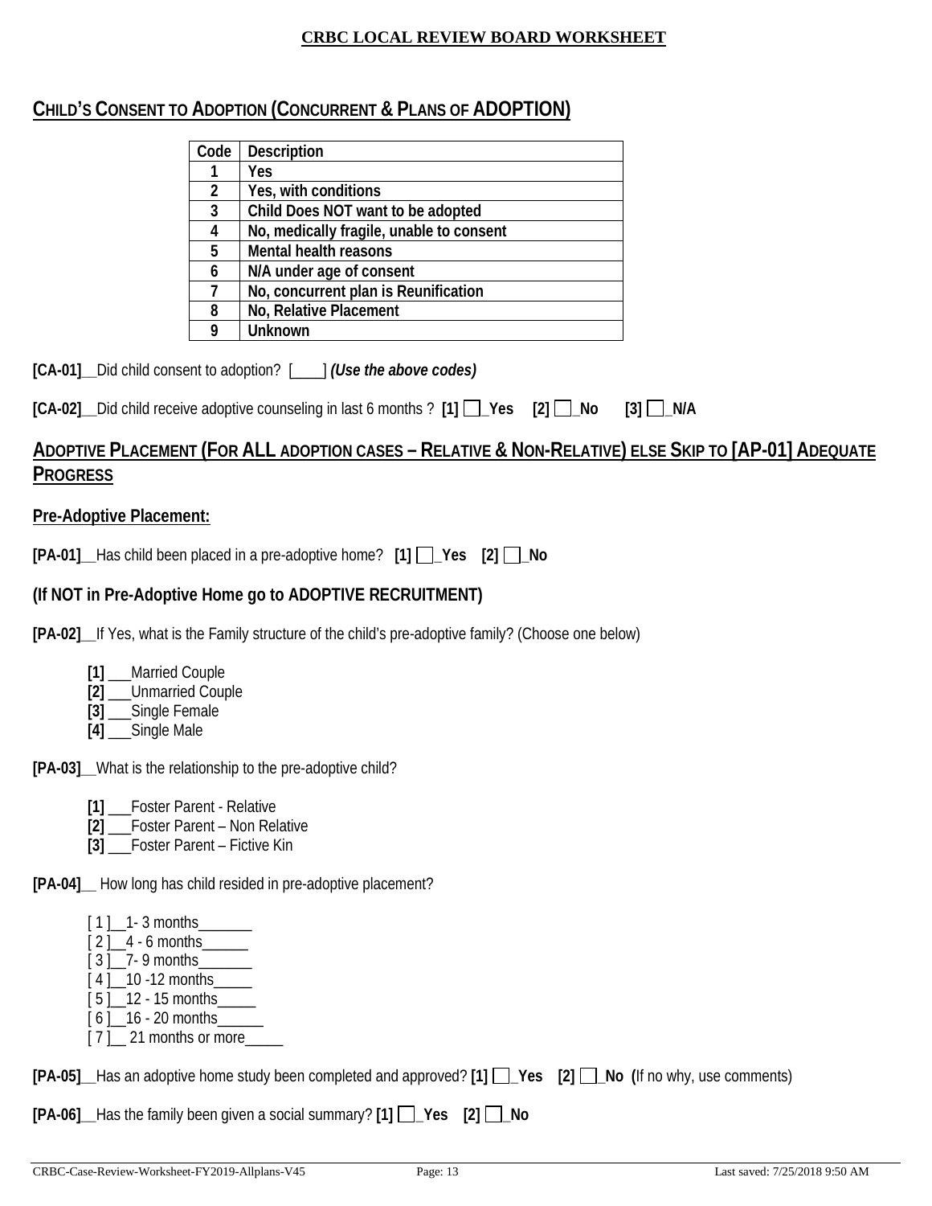**CRBC LOCAL REVIEW BOARD WORKSHEET**

## CHILD'S CONSENT TO ADOPTION (CONCURRENT & PLANS OF ADOPTION)

| Code | Description |
|---|---|
| 1 | Yes |
| 2 | Yes, with conditions |
| 3 | Child Does NOT want to be adopted |
| 4 | No, medically fragile, unable to consent |
| 5 | Mental health reasons |
| 6 | N/A under age of consent |
| 7 | No, concurrent plan is Reunification |
| 8 | No, Relative Placement |
| 9 | Unknown |

**[CA-01]**__Did child consent to adoption? [____] ***(Use the above codes)***

**[CA-02]**__Did child receive adoptive counseling in last 6 months ? **[1] ☐_Yes [2] ☐_No [3] ☐_N/A**

## ADOPTIVE PLACEMENT (FOR ALL ADOPTION CASES – RELATIVE & NON-RELATIVE) ELSE SKIP TO [AP-01] ADEQUATE PROGRESS

### Pre-Adoptive Placement:

**[PA-01]**__Has child been placed in a pre-adoptive home? **[1] ☐_Yes [2] ☐_No**

### (If NOT in Pre-Adoptive Home go to ADOPTIVE RECRUITMENT)

**[PA-02]**__If Yes, what is the Family structure of the child's pre-adoptive family? (Choose one below)

- **[1]** ___Married Couple
- **[2]** ___Unmarried Couple
- **[3]** ___Single Female
- **[4]** ___Single Male

**[PA-03]**__What is the relationship to the pre-adoptive child?

- **[1]** ___Foster Parent - Relative
- **[2]** ___Foster Parent – Non Relative
- **[3]** ___Foster Parent – Fictive Kin

**[PA-04]**__ How long has child resided in pre-adoptive placement?

- [ 1 ]__1- 3 months_______
- [ 2 ]__4 - 6 months______
- [ 3 ]__7- 9 months_______
- [ 4 ]__10 -12 months_____
- [ 5 ]__12 - 15 months_____
- [ 6 ]__16 - 20 months______
- [ 7 ]__ 21 months or more_____

**[PA-05]**__Has an adoptive home study been completed and approved? **[1] ☐_Yes [2] ☐_No (**If no why, use comments)

**[PA-06]**__Has the family been given a social summary? **[1] ☐_Yes [2] ☐_No**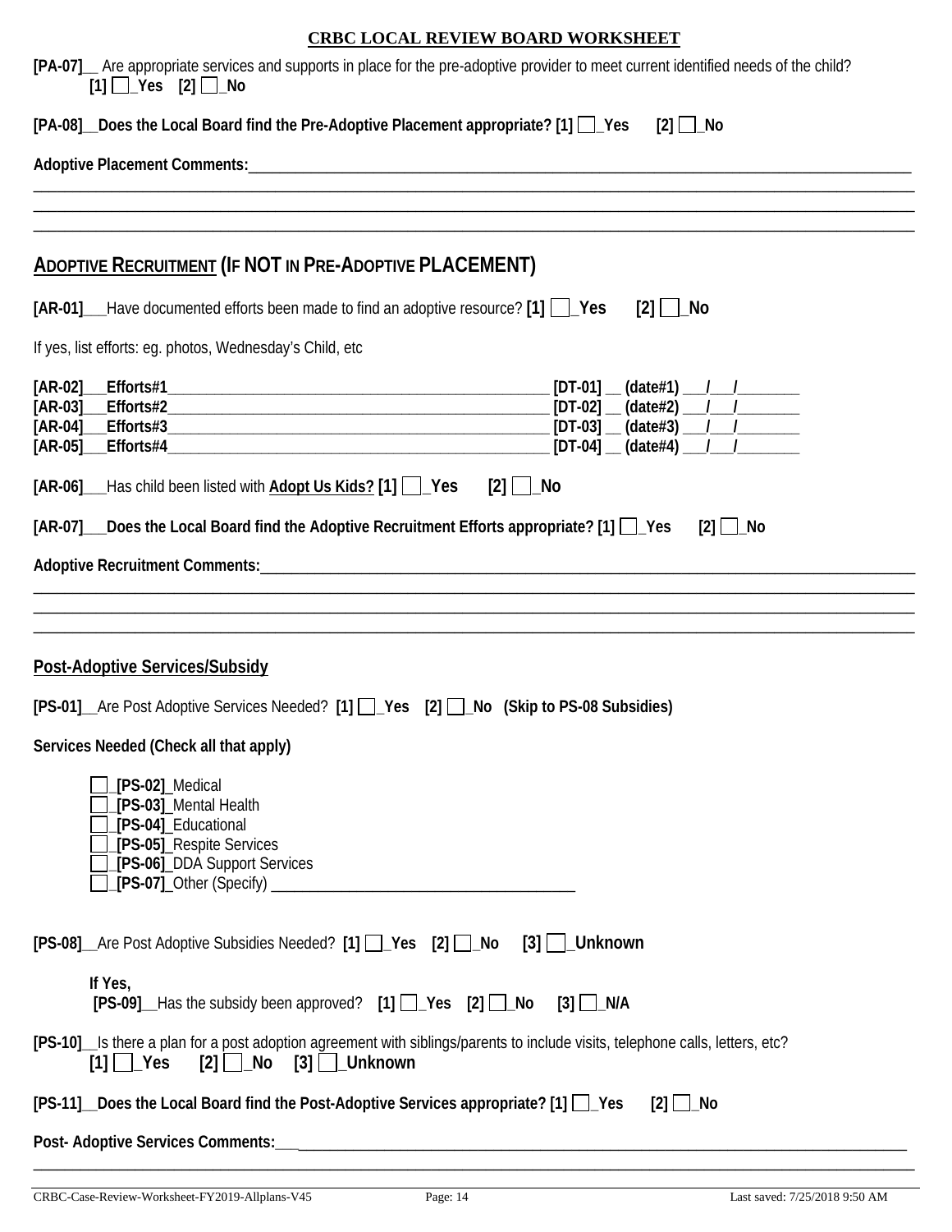## CRBC LOCAL REVIEW BOARD WORKSHEET

**[PA-07]**__ Are appropriate services and supports in place for the pre-adoptive provider to meet current identified needs of the child?
**[1]** ☐_**Yes** **[2]** ☐_**No**

**[PA-08]__Does the Local Board find the Pre-Adoptive Placement appropriate? [1]** ☐_**Yes** **[2]** ☐_**No**

**Adoptive Placement Comments:**_______________________________________________________________________________

_______________________________________________________________________________

_______________________________________________________________________________

_______________________________________________________________________________

## ADOPTIVE RECRUITMENT (IF NOT IN PRE-ADOPTIVE PLACEMENT)

**[AR-01]**___Have documented efforts been made to find an adoptive resource? **[1]** ☐_**Yes** **[2]** ☐_**No**

If yes, list efforts: eg. photos, Wednesday's Child, etc

**[AR-02]___Efforts#1**_______________________________________ **[DT-01]** __ **(date#1)** ___/___/_______
**[AR-03]___Efforts#2**_______________________________________ **[DT-02]** __ **(date#2)** ___/___/_______
**[AR-04]___Efforts#3**_______________________________________ **[DT-03]** __ **(date#3)** ___/___/_______
**[AR-05]___Efforts#4**_______________________________________ **[DT-04]** __ **(date#4)** ___/___/_______

**[AR-06]**___Has child been listed with **Adopt Us Kids?** **[1]** ☐_**Yes** **[2]** ☐_**No**

**[AR-07]___Does the Local Board find the Adoptive Recruitment Efforts appropriate? [1]** ☐_**Yes** **[2]** ☐_**No**

**Adoptive Recruitment Comments:**_______________________________________________________________________________

_______________________________________________________________________________

_______________________________________________________________________________

_______________________________________________________________________________

## Post-Adoptive Services/Subsidy

**[PS-01]**__Are Post Adoptive Services Needed? **[1]** ☐_**Yes** **[2]** ☐_**No** **(Skip to PS-08 Subsidies)**

**Services Needed (Check all that apply)**

- ☐_**[PS-02]**_Medical
- ☐_**[PS-03]**_Mental Health
- ☐_**[PS-04]**_Educational
- ☐_**[PS-05]**_Respite Services
- ☐_**[PS-06]**_DDA Support Services
- ☐_**[PS-07]**_Other (Specify) _______________________________________

**[PS-08]**__Are Post Adoptive Subsidies Needed? **[1]** ☐_**Yes** **[2]** ☐_**No** **[3]** ☐_**Unknown**

**If Yes,**
**[PS-09]**__Has the subsidy been approved? **[1]** ☐_**Yes** **[2]** ☐_**No** **[3]** ☐_**N/A**

**[PS-10]**__Is there a plan for a post adoption agreement with siblings/parents to include visits, telephone calls, letters, etc?
**[1]** ☐_**Yes** **[2]** ☐_**No** **[3]** ☐_**Unknown**

**[PS-11]__Does the Local Board find the Post-Adoptive Services appropriate? [1]** ☐_**Yes** **[2]** ☐_**No**

**Post- Adoptive Services Comments:**___________________________________________________________________________

_______________________________________________________________________________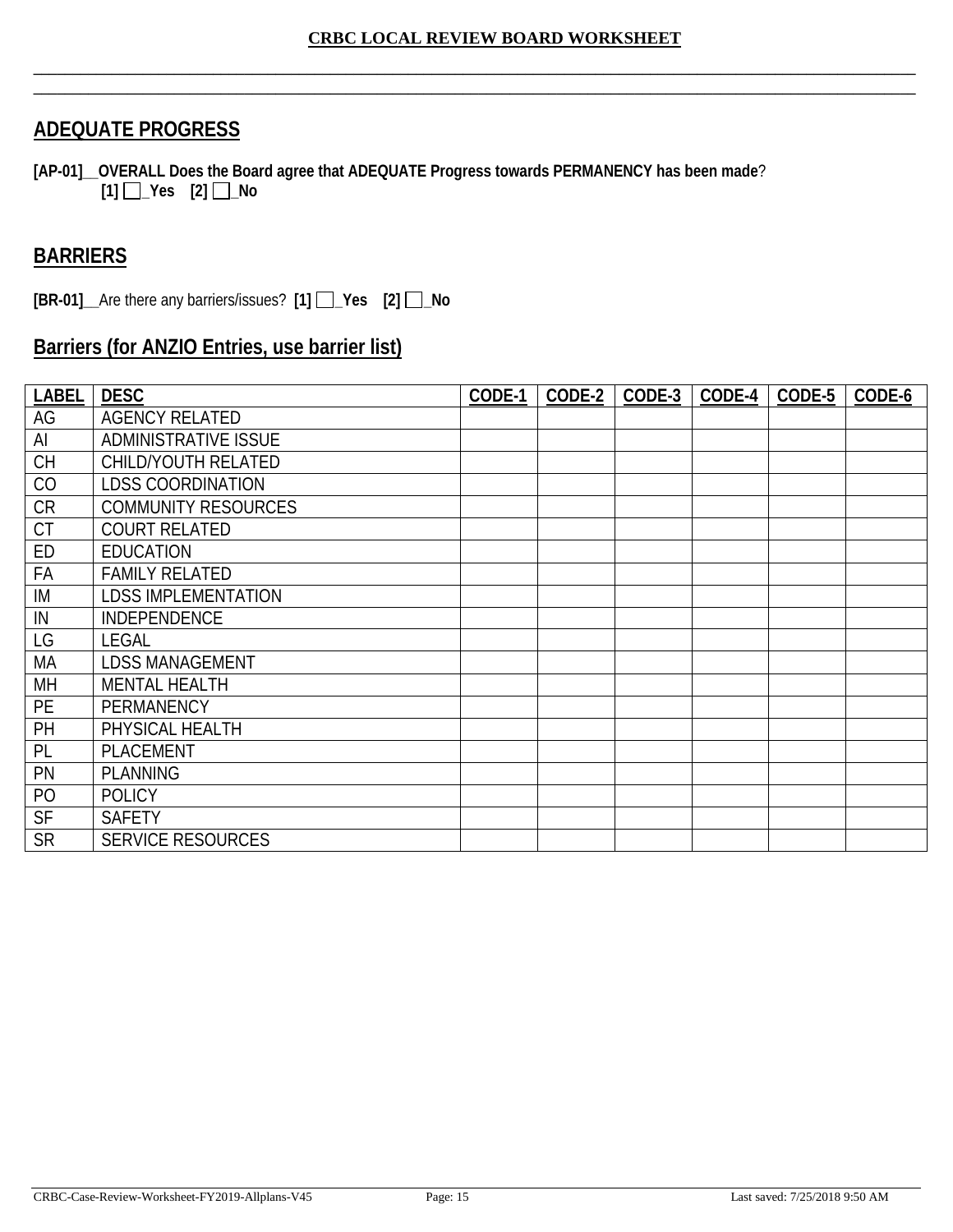## ADEQUATE PROGRESS

**[AP-01]__OVERALL Does the Board agree that ADEQUATE Progress towards PERMANENCY has been made**?
**[1] ☐_Yes [2] ☐_No**

## BARRIERS

**[BR-01]**__Are there any barriers/issues? **[1] ☐_Yes [2] ☐_No**

## Barriers (for ANZIO Entries, use barrier list)

| LABEL | DESC | CODE-1 | CODE-2 | CODE-3 | CODE-4 | CODE-5 | CODE-6 |
|---|---|---|---|---|---|---|---|
| AG | AGENCY RELATED | | | | | | |
| AI | ADMINISTRATIVE ISSUE | | | | | | |
| CH | CHILD/YOUTH RELATED | | | | | | |
| CO | LDSS COORDINATION | | | | | | |
| CR | COMMUNITY RESOURCES | | | | | | |
| CT | COURT RELATED | | | | | | |
| ED | EDUCATION | | | | | | |
| FA | FAMILY RELATED | | | | | | |
| IM | LDSS IMPLEMENTATION | | | | | | |
| IN | INDEPENDENCE | | | | | | |
| LG | LEGAL | | | | | | |
| MA | LDSS MANAGEMENT | | | | | | |
| MH | MENTAL HEALTH | | | | | | |
| PE | PERMANENCY | | | | | | |
| PH | PHYSICAL HEALTH | | | | | | |
| PL | PLACEMENT | | | | | | |
| PN | PLANNING | | | | | | |
| PO | POLICY | | | | | | |
| SF | SAFETY | | | | | | |
| SR | SERVICE RESOURCES | | | | | | |